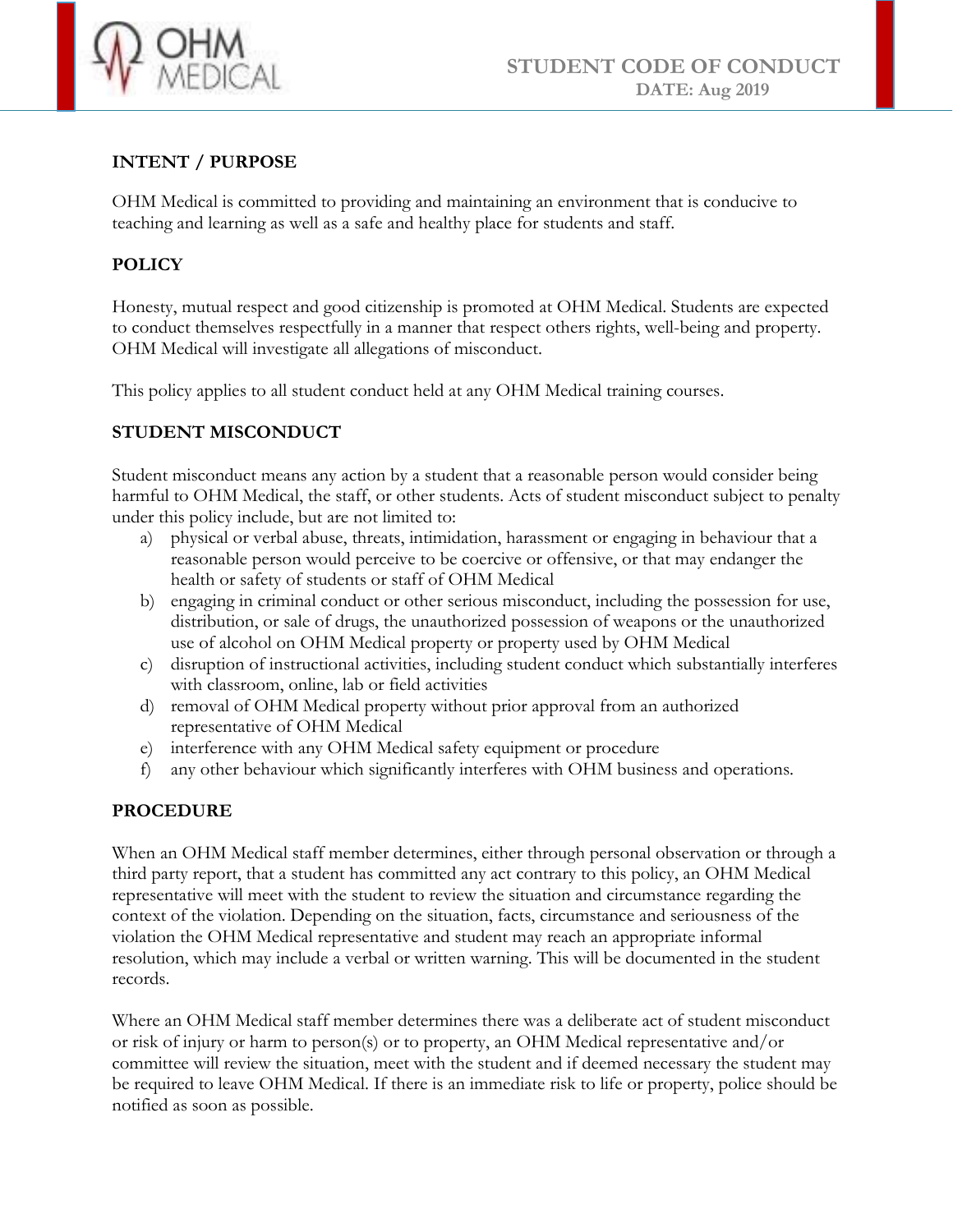# STUDENT CODE OF CONDUCT

**DATE: Aug 2019**

## INTENT / PURPOSE

OHM Medical is committed to providing and maintaining an environment that is conducive to teaching and learning as well as a safe and healthy place for students and staff.

## POLICY

Honesty, mutual respect and good citizenship is promoted at OHM Medical. Students are expected to conduct themselves respectfully in a manner that respect others rights, well-being and property. OHM Medical will investigate all allegations of misconduct.

This policy applies to all student conduct held at any OHM Medical training courses.

## STUDENT MISCONDUCT

Student misconduct means any action by a student that a reasonable person would consider being harmful to OHM Medical, the staff, or other students. Acts of student misconduct subject to penalty under this policy include, but are not limited to:

a) physical or verbal abuse, threats, intimidation, harassment or engaging in behaviour that a reasonable person would perceive to be coercive or offensive, or that may endanger the health or safety of students or staff of OHM Medical
b) engaging in criminal conduct or other serious misconduct, including the possession for use, distribution, or sale of drugs, the unauthorized possession of weapons or the unauthorized use of alcohol on OHM Medical property or property used by OHM Medical
c) disruption of instructional activities, including student conduct which substantially interferes with classroom, online, lab or field activities
d) removal of OHM Medical property without prior approval from an authorized representative of OHM Medical
e) interference with any OHM Medical safety equipment or procedure
f) any other behaviour which significantly interferes with OHM business and operations.

## PROCEDURE

When an OHM Medical staff member determines, either through personal observation or through a third party report, that a student has committed any act contrary to this policy, an OHM Medical representative will meet with the student to review the situation and circumstance regarding the context of the violation. Depending on the situation, facts, circumstance and seriousness of the violation the OHM Medical representative and student may reach an appropriate informal resolution, which may include a verbal or written warning. This will be documented in the student records.

Where an OHM Medical staff member determines there was a deliberate act of student misconduct or risk of injury or harm to person(s) or to property, an OHM Medical representative and/or committee will review the situation, meet with the student and if deemed necessary the student may be required to leave OHM Medical. If there is an immediate risk to life or property, police should be notified as soon as possible.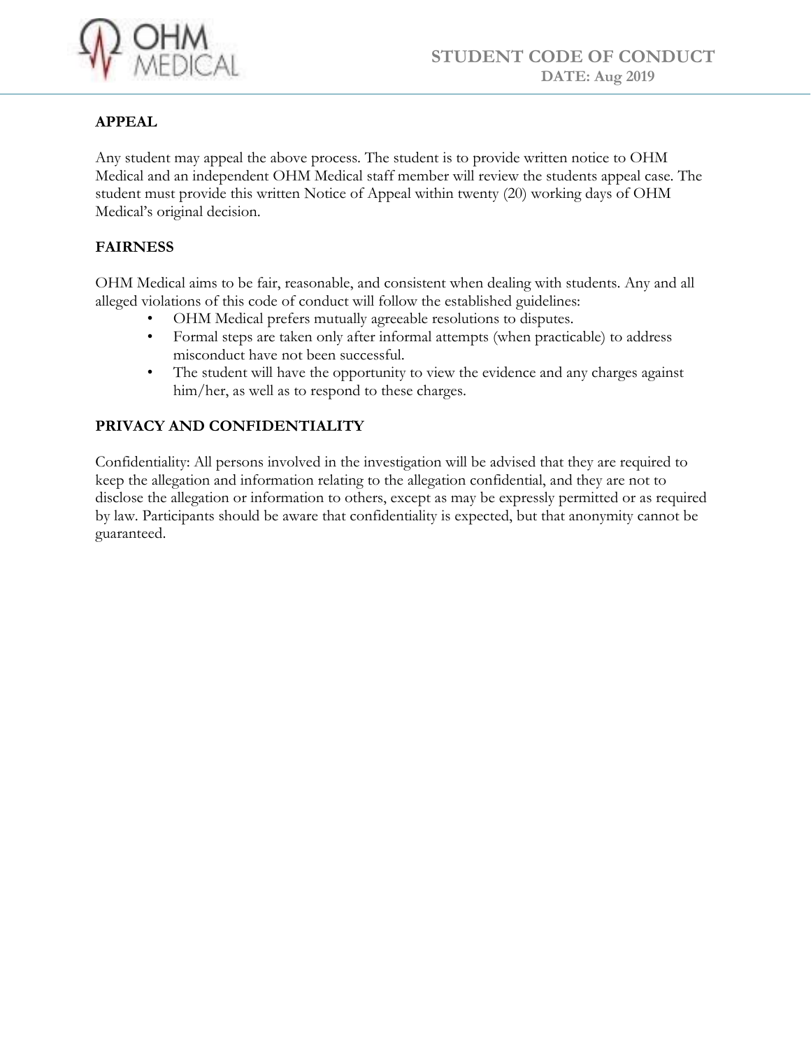## APPEAL

Any student may appeal the above process. The student is to provide written notice to OHM Medical and an independent OHM Medical staff member will review the students appeal case. The student must provide this written Notice of Appeal within twenty (20) working days of OHM Medical's original decision.

## FAIRNESS

OHM Medical aims to be fair, reasonable, and consistent when dealing with students. Any and all alleged violations of this code of conduct will follow the established guidelines:

- OHM Medical prefers mutually agreeable resolutions to disputes.
- Formal steps are taken only after informal attempts (when practicable) to address misconduct have not been successful.
- The student will have the opportunity to view the evidence and any charges against him/her, as well as to respond to these charges.

## PRIVACY AND CONFIDENTIALITY

Confidentiality: All persons involved in the investigation will be advised that they are required to keep the allegation and information relating to the allegation confidential, and they are not to disclose the allegation or information to others, except as may be expressly permitted or as required by law. Participants should be aware that confidentiality is expected, but that anonymity cannot be guaranteed.